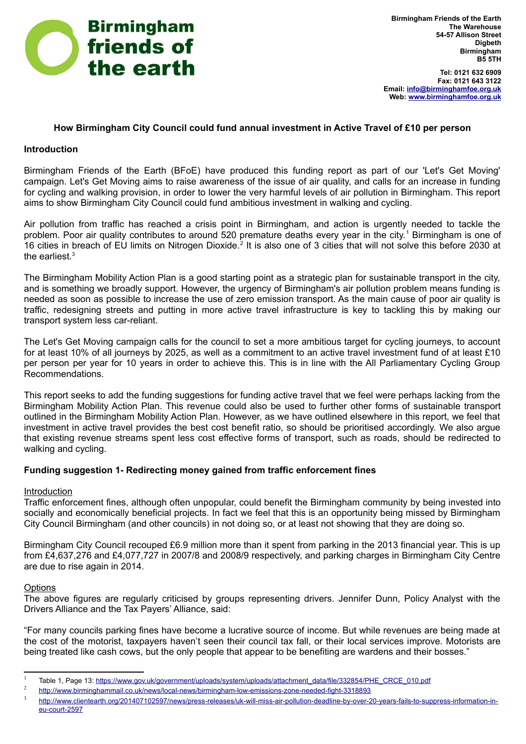Birmingham friends of the earth

**Birmingham Friends of the Earth**
**The Warehouse**
**54-57 Allison Street**
**Digbeth**
**Birmingham**
**B5 5TH**

**Tel: 0121 632 6909**
**Fax: 0121 643 3122**
**Email: info@birminghamfoe.org.uk**
**Web: www.birminghamfoe.org.uk**

## How Birmingham City Council could fund annual investment in Active Travel of £10 per person

### Introduction

Birmingham Friends of the Earth (BFoE) have produced this funding report as part of our 'Let's Get Moving' campaign. Let's Get Moving aims to raise awareness of the issue of air quality, and calls for an increase in funding for cycling and walking provision, in order to lower the very harmful levels of air pollution in Birmingham. This report aims to show Birmingham City Council could fund ambitious investment in walking and cycling.

Air pollution from traffic has reached a crisis point in Birmingham, and action is urgently needed to tackle the problem. Poor air quality contributes to around 520 premature deaths every year in the city.[1] Birmingham is one of 16 cities in breach of EU limits on Nitrogen Dioxide.[2] It is also one of 3 cities that will not solve this before 2030 at the earliest.[3]

The Birmingham Mobility Action Plan is a good starting point as a strategic plan for sustainable transport in the city, and is something we broadly support. However, the urgency of Birmingham's air pollution problem means funding is needed as soon as possible to increase the use of zero emission transport. As the main cause of poor air quality is traffic, redesigning streets and putting in more active travel infrastructure is key to tackling this by making our transport system less car-reliant.

The Let's Get Moving campaign calls for the council to set a more ambitious target for cycling journeys, to account for at least 10% of all journeys by 2025, as well as a commitment to an active travel investment fund of at least £10 per person per year for 10 years in order to achieve this. This is in line with the All Parliamentary Cycling Group Recommendations.

This report seeks to add the funding suggestions for funding active travel that we feel were perhaps lacking from the Birmingham Mobility Action Plan. This revenue could also be used to further other forms of sustainable transport outlined in the Birmingham Mobility Action Plan. However, as we have outlined elsewhere in this report, we feel that investment in active travel provides the best cost benefit ratio, so should be prioritised accordingly. We also argue that existing revenue streams spent less cost effective forms of transport, such as roads, should be redirected to walking and cycling.

### Funding suggestion 1- Redirecting money gained from traffic enforcement fines

Introduction

Traffic enforcement fines, although often unpopular, could benefit the Birmingham community by being invested into socially and economically beneficial projects. In fact we feel that this is an opportunity being missed by Birmingham City Council Birmingham (and other councils) in not doing so, or at least not showing that they are doing so.

Birmingham City Council recouped £6.9 million more than it spent from parking in the 2013 financial year. This is up from £4,637,276 and £4,077,727 in 2007/8 and 2008/9 respectively, and parking charges in Birmingham City Centre are due to rise again in 2014.

Options

The above figures are regularly criticised by groups representing drivers. Jennifer Dunn, Policy Analyst with the Drivers Alliance and the Tax Payers' Alliance, said:

"For many councils parking fines have become a lucrative source of income. But while revenues are being made at the cost of the motorist, taxpayers haven't seen their council tax fall, or their local services improve. Motorists are being treated like cash cows, but the only people that appear to be benefiting are wardens and their bosses."

---

[1] Table 1, Page 13: https://www.gov.uk/government/uploads/system/uploads/attachment_data/file/332854/PHE_CRCE_010.pdf

[2] http://www.birminghammail.co.uk/news/local-news/birmingham-low-emissions-zone-needed-fight-3318893

[3] http://www.clientearth.org/201407102597/news/press-releases/uk-will-miss-air-pollution-deadline-by-over-20-years-fails-to-suppress-information-in-eu-court-2597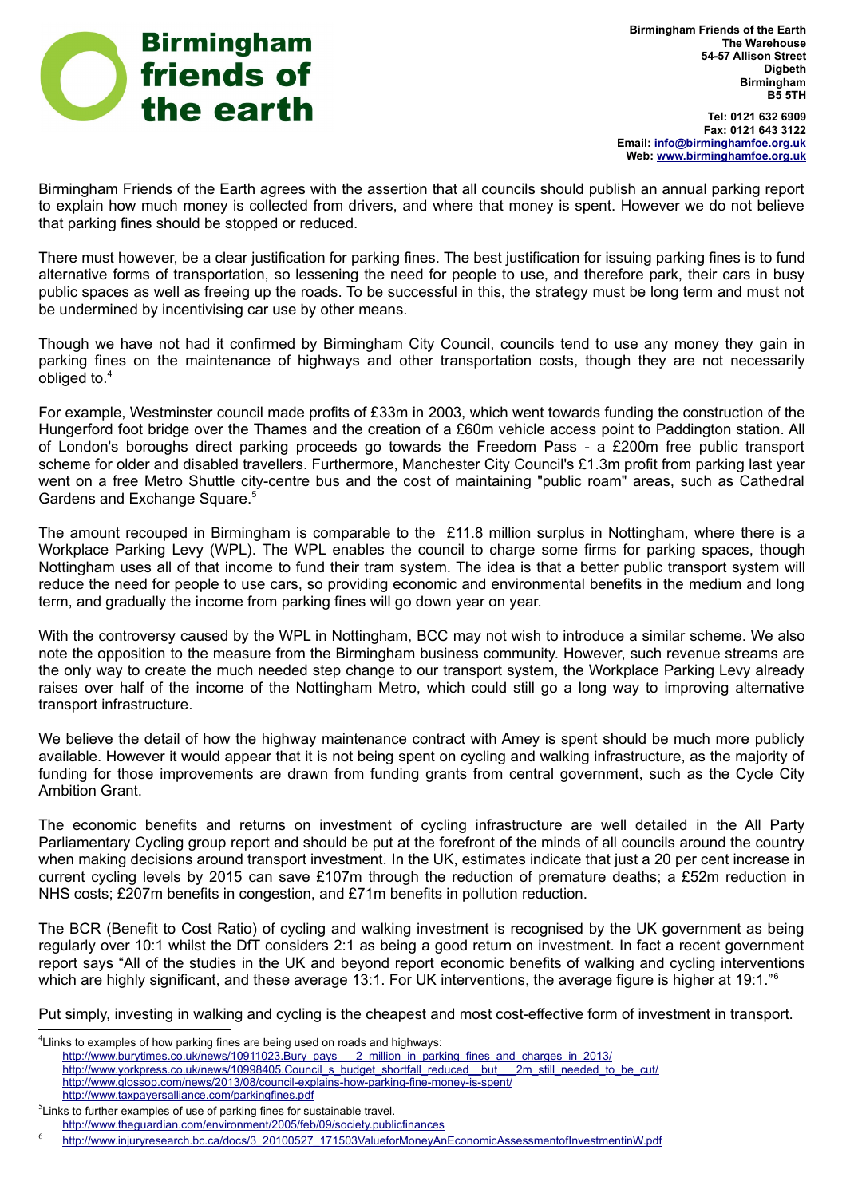Birmingham Friends of the Earth
The Warehouse
54-57 Allison Street
Digbeth
Birmingham
B5 5TH

Tel: 0121 632 6909
Fax: 0121 643 3122
Email: info@birminghamfoe.org.uk
Web: www.birminghamfoe.org.uk

Birmingham Friends of the Earth agrees with the assertion that all councils should publish an annual parking report to explain how much money is collected from drivers, and where that money is spent. However we do not believe that parking fines should be stopped or reduced.

There must however, be a clear justification for parking fines. The best justification for issuing parking fines is to fund alternative forms of transportation, so lessening the need for people to use, and therefore park, their cars in busy public spaces as well as freeing up the roads. To be successful in this, the strategy must be long term and must not be undermined by incentivising car use by other means.

Though we have not had it confirmed by Birmingham City Council, councils tend to use any money they gain in parking fines on the maintenance of highways and other transportation costs, though they are not necessarily obliged to.[4]

For example, Westminster council made profits of £33m in 2003, which went towards funding the construction of the Hungerford foot bridge over the Thames and the creation of a £60m vehicle access point to Paddington station. All of London's boroughs direct parking proceeds go towards the Freedom Pass - a £200m free public transport scheme for older and disabled travellers. Furthermore, Manchester City Council's £1.3m profit from parking last year went on a free Metro Shuttle city-centre bus and the cost of maintaining "public roam" areas, such as Cathedral Gardens and Exchange Square.[5]

The amount recouped in Birmingham is comparable to the £11.8 million surplus in Nottingham, where there is a Workplace Parking Levy (WPL). The WPL enables the council to charge some firms for parking spaces, though Nottingham uses all of that income to fund their tram system. The idea is that a better public transport system will reduce the need for people to use cars, so providing economic and environmental benefits in the medium and long term, and gradually the income from parking fines will go down year on year.

With the controversy caused by the WPL in Nottingham, BCC may not wish to introduce a similar scheme. We also note the opposition to the measure from the Birmingham business community. However, such revenue streams are the only way to create the much needed step change to our transport system, the Workplace Parking Levy already raises over half of the income of the Nottingham Metro, which could still go a long way to improving alternative transport infrastructure.

We believe the detail of how the highway maintenance contract with Amey is spent should be much more publicly available. However it would appear that it is not being spent on cycling and walking infrastructure, as the majority of funding for those improvements are drawn from funding grants from central government, such as the Cycle City Ambition Grant.

The economic benefits and returns on investment of cycling infrastructure are well detailed in the All Party Parliamentary Cycling group report and should be put at the forefront of the minds of all councils around the country when making decisions around transport investment. In the UK, estimates indicate that just a 20 per cent increase in current cycling levels by 2015 can save £107m through the reduction of premature deaths; a £52m reduction in NHS costs; £207m benefits in congestion, and £71m benefits in pollution reduction.

The BCR (Benefit to Cost Ratio) of cycling and walking investment is recognised by the UK government as being regularly over 10:1 whilst the DfT considers 2:1 as being a good return on investment. In fact a recent government report says "All of the studies in the UK and beyond report economic benefits of walking and cycling interventions which are highly significant, and these average 13:1. For UK interventions, the average figure is higher at 19:1."[6]

Put simply, investing in walking and cycling is the cheapest and most cost-effective form of investment in transport.

---

[4] Llinks to examples of how parking fines are being used on roads and highways:
http://www.burytimes.co.uk/news/10911023.Bury_pays___2_million_in_parking_fines_and_charges_in_2013/
http://www.yorkpress.co.uk/news/10998405.Council_s_budget_shortfall_reduced__but___2m_still_needed_to_be_cut/
http://www.glossop.com/news/2013/08/council-explains-how-parking-fine-money-is-spent/
http://www.taxpayersalliance.com/parkingfines.pdf

[5] Links to further examples of use of parking fines for sustainable travel.
http://www.theguardian.com/environment/2005/feb/09/society.publicfinances

[6] http://www.injuryresearch.bc.ca/docs/3_20100527_171503ValueforMoneyAnEconomicAssessmentofInvestmentinW.pdf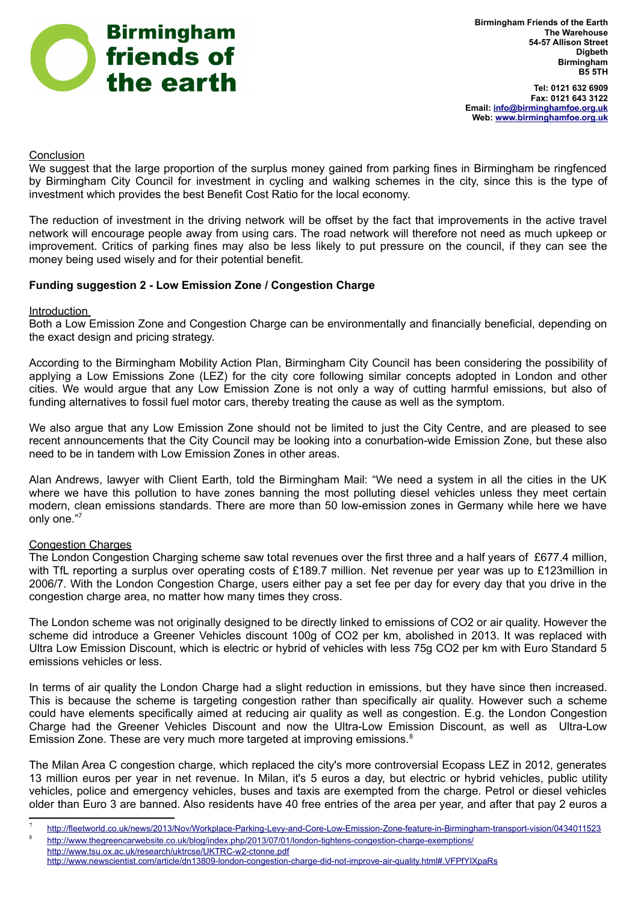Conclusion

We suggest that the large proportion of the surplus money gained from parking fines in Birmingham be ringfenced by Birmingham City Council for investment in cycling and walking schemes in the city, since this is the type of investment which provides the best Benefit Cost Ratio for the local economy.

The reduction of investment in the driving network will be offset by the fact that improvements in the active travel network will encourage people away from using cars. The road network will therefore not need as much upkeep or improvement. Critics of parking fines may also be less likely to put pressure on the council, if they can see the money being used wisely and for their potential benefit.

**Funding suggestion 2 - Low Emission Zone / Congestion Charge**

Introduction

Both a Low Emission Zone and Congestion Charge can be environmentally and financially beneficial, depending on the exact design and pricing strategy.

According to the Birmingham Mobility Action Plan, Birmingham City Council has been considering the possibility of applying a Low Emissions Zone (LEZ) for the city core following similar concepts adopted in London and other cities. We would argue that any Low Emission Zone is not only a way of cutting harmful emissions, but also of funding alternatives to fossil fuel motor cars, thereby treating the cause as well as the symptom.

We also argue that any Low Emission Zone should not be limited to just the City Centre, and are pleased to see recent announcements that the City Council may be looking into a conurbation-wide Emission Zone, but these also need to be in tandem with Low Emission Zones in other areas.

Alan Andrews, lawyer with Client Earth, told the Birmingham Mail: "We need a system in all the cities in the UK where we have this pollution to have zones banning the most polluting diesel vehicles unless they meet certain modern, clean emissions standards. There are more than 50 low-emission zones in Germany while here we have only one."[7]

Congestion Charges

The London Congestion Charging scheme saw total revenues over the first three and a half years of £677.4 million, with TfL reporting a surplus over operating costs of £189.7 million. Net revenue per year was up to £123million in 2006/7. With the London Congestion Charge, users either pay a set fee per day for every day that you drive in the congestion charge area, no matter how many times they cross.

The London scheme was not originally designed to be directly linked to emissions of CO2 or air quality. However the scheme did introduce a Greener Vehicles discount 100g of CO2 per km, abolished in 2013. It was replaced with Ultra Low Emission Discount, which is electric or hybrid of vehicles with less 75g CO2 per km with Euro Standard 5 emissions vehicles or less.

In terms of air quality the London Charge had a slight reduction in emissions, but they have since then increased. This is because the scheme is targeting congestion rather than specifically air quality. However such a scheme could have elements specifically aimed at reducing air quality as well as congestion. E.g. the London Congestion Charge had the Greener Vehicles Discount and now the Ultra-Low Emission Discount, as well as Ultra-Low Emission Zone. These are very much more targeted at improving emissions.[8]

The Milan Area C congestion charge, which replaced the city's more controversial Ecopass LEZ in 2012, generates 13 million euros per year in net revenue. In Milan, it's 5 euros a day, but electric or hybrid vehicles, public utility vehicles, police and emergency vehicles, buses and taxis are exempted from the charge. Petrol or diesel vehicles older than Euro 3 are banned. Also residents have 40 free entries of the area per year, and after that pay 2 euros a

---

[7] http://fleetworld.co.uk/news/2013/Nov/Workplace-Parking-Levy-and-Core-Low-Emission-Zone-feature-in-Birmingham-transport-vision/0434011523

[8] http://www.thegreencarwebsite.co.uk/blog/index.php/2013/07/01/london-tightens-congestion-charge-exemptions/
http://www.tsu.ox.ac.uk/research/uktrcse/UKTRC-w2-ctonne.pdf
http://www.newscientist.com/article/dn13809-london-congestion-charge-did-not-improve-air-quality.html#.VFPfYIXpaRs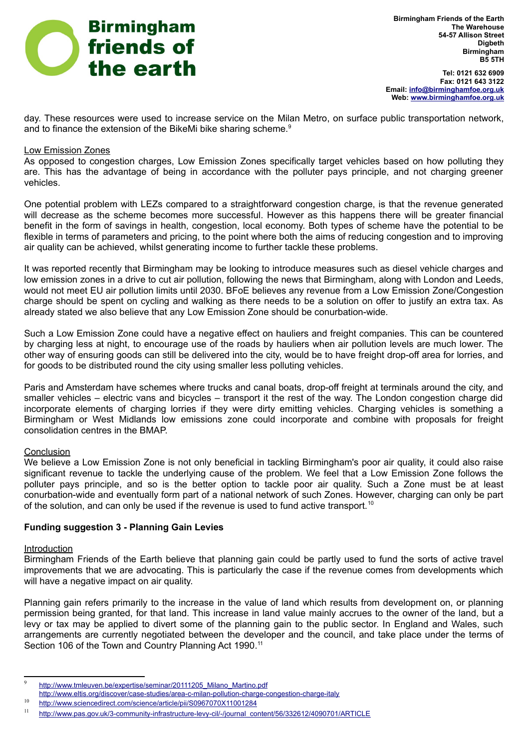day. These resources were used to increase service on the Milan Metro, on surface public transportation network, and to finance the extension of the BikeMi bike sharing scheme.[9]

Low Emission Zones

As opposed to congestion charges, Low Emission Zones specifically target vehicles based on how polluting they are. This has the advantage of being in accordance with the polluter pays principle, and not charging greener vehicles.

One potential problem with LEZs compared to a straightforward congestion charge, is that the revenue generated will decrease as the scheme becomes more successful. However as this happens there will be greater financial benefit in the form of savings in health, congestion, local economy. Both types of scheme have the potential to be flexible in terms of parameters and pricing, to the point where both the aims of reducing congestion and to improving air quality can be achieved, whilst generating income to further tackle these problems.

It was reported recently that Birmingham may be looking to introduce measures such as diesel vehicle charges and low emission zones in a drive to cut air pollution, following the news that Birmingham, along with London and Leeds, would not meet EU air pollution limits until 2030. BFoE believes any revenue from a Low Emission Zone/Congestion charge should be spent on cycling and walking as there needs to be a solution on offer to justify an extra tax. As already stated we also believe that any Low Emission Zone should be conurbation-wide.

Such a Low Emission Zone could have a negative effect on hauliers and freight companies. This can be countered by charging less at night, to encourage use of the roads by hauliers when air pollution levels are much lower. The other way of ensuring goods can still be delivered into the city, would be to have freight drop-off area for lorries, and for goods to be distributed round the city using smaller less polluting vehicles.

Paris and Amsterdam have schemes where trucks and canal boats, drop-off freight at terminals around the city, and smaller vehicles – electric vans and bicycles – transport it the rest of the way. The London congestion charge did incorporate elements of charging lorries if they were dirty emitting vehicles. Charging vehicles is something a Birmingham or West Midlands low emissions zone could incorporate and combine with proposals for freight consolidation centres in the BMAP.

Conclusion

We believe a Low Emission Zone is not only beneficial in tackling Birmingham's poor air quality, it could also raise significant revenue to tackle the underlying cause of the problem. We feel that a Low Emission Zone follows the polluter pays principle, and so is the better option to tackle poor air quality. Such a Zone must be at least conurbation-wide and eventually form part of a national network of such Zones. However, charging can only be part of the solution, and can only be used if the revenue is used to fund active transport.[10]

**Funding suggestion 3 - Planning Gain Levies**

Introduction

Birmingham Friends of the Earth believe that planning gain could be partly used to fund the sorts of active travel improvements that we are advocating. This is particularly the case if the revenue comes from developments which will have a negative impact on air quality.

Planning gain refers primarily to the increase in the value of land which results from development on, or planning permission being granted, for that land. This increase in land value mainly accrues to the owner of the land, but a levy or tax may be applied to divert some of the planning gain to the public sector. In England and Wales, such arrangements are currently negotiated between the developer and the council, and take place under the terms of Section 106 of the Town and Country Planning Act 1990.[11]

---

[9] http://www.tmleuven.be/expertise/seminar/20111205_Milano_Martino.pdf
http://www.eltis.org/discover/case-studies/area-c-milan-pollution-charge-congestion-charge-italy

[10] http://www.sciencedirect.com/science/article/pii/S0967070X11001284

[11] http://www.pas.gov.uk/3-community-infrastructure-levy-cil/-/journal_content/56/332612/4090701/ARTICLE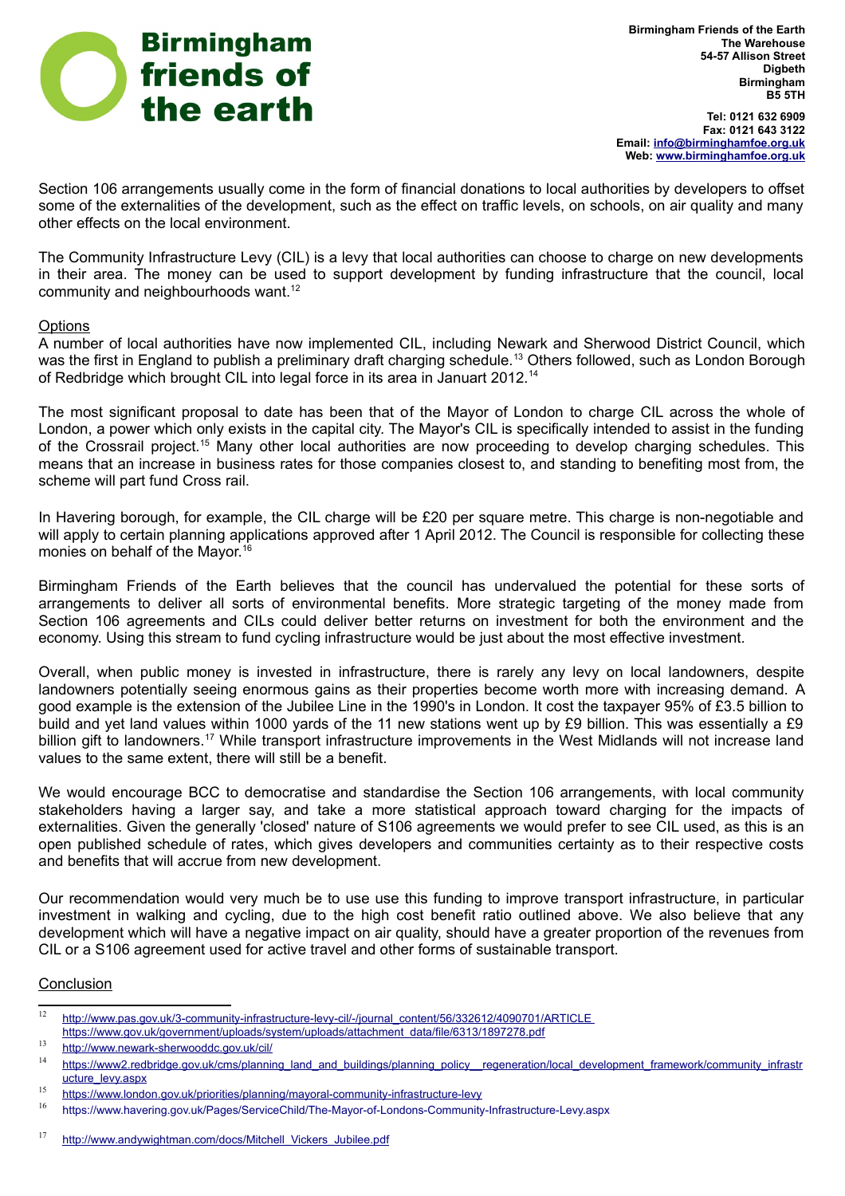Section 106 arrangements usually come in the form of financial donations to local authorities by developers to offset some of the externalities of the development, such as the effect on traffic levels, on schools, on air quality and many other effects on the local environment.

The Community Infrastructure Levy (CIL) is a levy that local authorities can choose to charge on new developments in their area. The money can be used to support development by funding infrastructure that the council, local community and neighbourhoods want.[12]

Options

A number of local authorities have now implemented CIL, including Newark and Sherwood District Council, which was the first in England to publish a preliminary draft charging schedule.[13] Others followed, such as London Borough of Redbridge which brought CIL into legal force in its area in Januart 2012.[14]

The most significant proposal to date has been that of the Mayor of London to charge CIL across the whole of London, a power which only exists in the capital city. The Mayor's CIL is specifically intended to assist in the funding of the Crossrail project.[15] Many other local authorities are now proceeding to develop charging schedules. This means that an increase in business rates for those companies closest to, and standing to benefiting most from, the scheme will part fund Cross rail.

In Havering borough, for example, the CIL charge will be £20 per square metre. This charge is non-negotiable and will apply to certain planning applications approved after 1 April 2012. The Council is responsible for collecting these monies on behalf of the Mayor.[16]

Birmingham Friends of the Earth believes that the council has undervalued the potential for these sorts of arrangements to deliver all sorts of environmental benefits. More strategic targeting of the money made from Section 106 agreements and CILs could deliver better returns on investment for both the environment and the economy. Using this stream to fund cycling infrastructure would be just about the most effective investment.

Overall, when public money is invested in infrastructure, there is rarely any levy on local landowners, despite landowners potentially seeing enormous gains as their properties become worth more with increasing demand. A good example is the extension of the Jubilee Line in the 1990's in London. It cost the taxpayer 95% of £3.5 billion to build and yet land values within 1000 yards of the 11 new stations went up by £9 billion. This was essentially a £9 billion gift to landowners.[17] While transport infrastructure improvements in the West Midlands will not increase land values to the same extent, there will still be a benefit.

We would encourage BCC to democratise and standardise the Section 106 arrangements, with local community stakeholders having a larger say, and take a more statistical approach toward charging for the impacts of externalities. Given the generally 'closed' nature of S106 agreements we would prefer to see CIL used, as this is an open published schedule of rates, which gives developers and communities certainty as to their respective costs and benefits that will accrue from new development.

Our recommendation would very much be to use use this funding to improve transport infrastructure, in particular investment in walking and cycling, due to the high cost benefit ratio outlined above. We also believe that any development which will have a negative impact on air quality, should have a greater proportion of the revenues from CIL or a S106 agreement used for active travel and other forms of sustainable transport.

Conclusion

---

[12] http://www.pas.gov.uk/3-community-infrastructure-levy-cil/-/journal_content/56/332612/4090701/ARTICLE https://www.gov.uk/government/uploads/system/uploads/attachment_data/file/6313/1897278.pdf

[13] http://www.newark-sherwooddc.gov.uk/cil/

[14] https://www2.redbridge.gov.uk/cms/planning_land_and_buildings/planning_policy__regeneration/local_development_framework/community_infrastructure_levy.aspx

[15] https://www.london.gov.uk/priorities/planning/mayoral-community-infrastructure-levy

[16] https://www.havering.gov.uk/Pages/ServiceChild/The-Mayor-of-Londons-Community-Infrastructure-Levy.aspx

[17] http://www.andywightman.com/docs/Mitchell_Vickers_Jubilee.pdf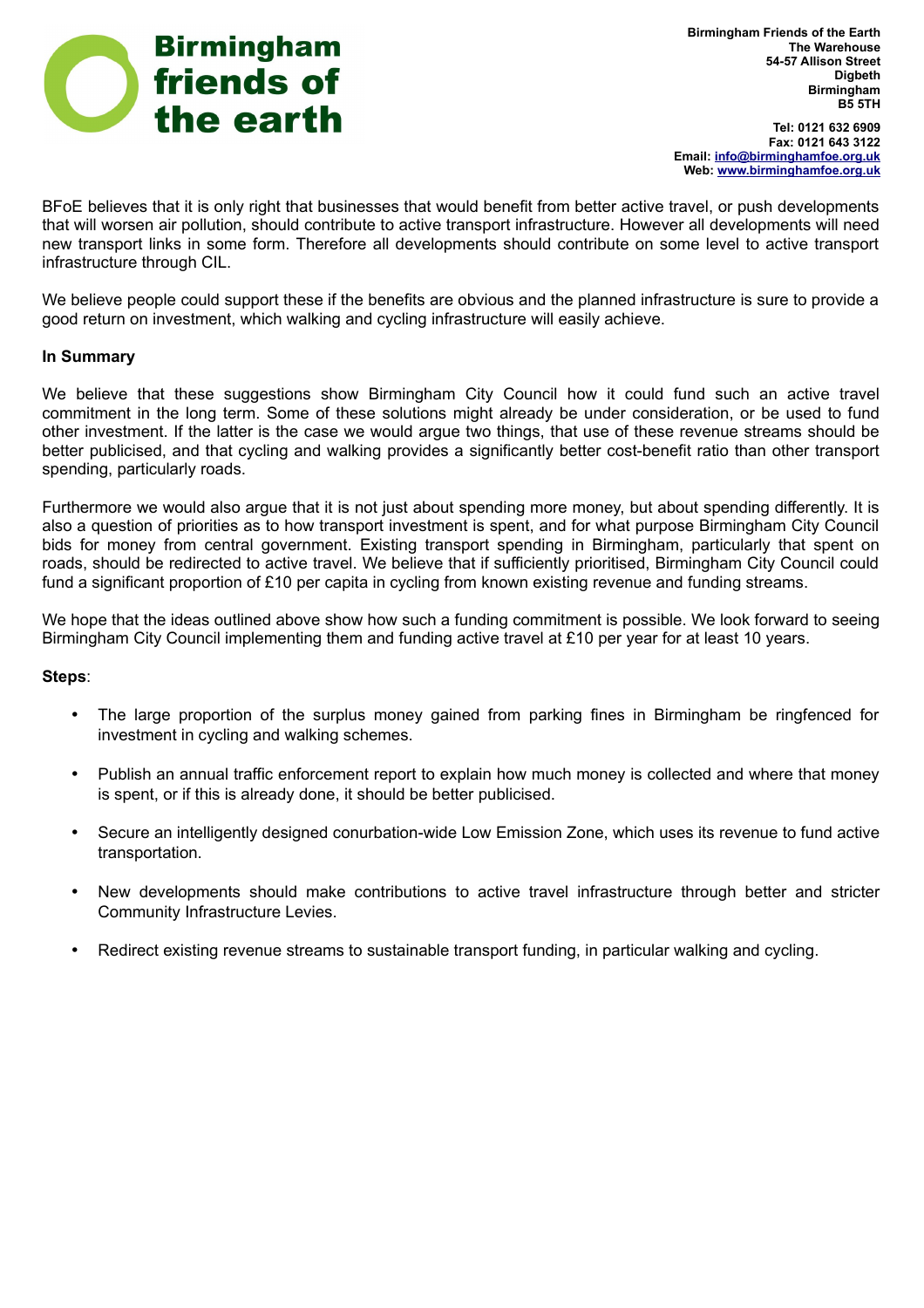**Birmingham Friends of the Earth**
**The Warehouse**
**54-57 Allison Street**
**Digbeth**
**Birmingham**
**B5 5TH**

**Tel: 0121 632 6909**
**Fax: 0121 643 3122**
**Email: info@birminghamfoe.org.uk**
**Web: www.birminghamfoe.org.uk**

BFoE believes that it is only right that businesses that would benefit from better active travel, or push developments that will worsen air pollution, should contribute to active transport infrastructure. However all developments will need new transport links in some form. Therefore all developments should contribute on some level to active transport infrastructure through CIL.

We believe people could support these if the benefits are obvious and the planned infrastructure is sure to provide a good return on investment, which walking and cycling infrastructure will easily achieve.

**In Summary**

We believe that these suggestions show Birmingham City Council how it could fund such an active travel commitment in the long term. Some of these solutions might already be under consideration, or be used to fund other investment. If the latter is the case we would argue two things, that use of these revenue streams should be better publicised, and that cycling and walking provides a significantly better cost-benefit ratio than other transport spending, particularly roads.

Furthermore we would also argue that it is not just about spending more money, but about spending differently. It is also a question of priorities as to how transport investment is spent, and for what purpose Birmingham City Council bids for money from central government. Existing transport spending in Birmingham, particularly that spent on roads, should be redirected to active travel. We believe that if sufficiently prioritised, Birmingham City Council could fund a significant proportion of £10 per capita in cycling from known existing revenue and funding streams.

We hope that the ideas outlined above show how such a funding commitment is possible. We look forward to seeing Birmingham City Council implementing them and funding active travel at £10 per year for at least 10 years.

**Steps**:

- The large proportion of the surplus money gained from parking fines in Birmingham be ringfenced for investment in cycling and walking schemes.
- Publish an annual traffic enforcement report to explain how much money is collected and where that money is spent, or if this is already done, it should be better publicised.
- Secure an intelligently designed conurbation-wide Low Emission Zone, which uses its revenue to fund active transportation.
- New developments should make contributions to active travel infrastructure through better and stricter Community Infrastructure Levies.
- Redirect existing revenue streams to sustainable transport funding, in particular walking and cycling.